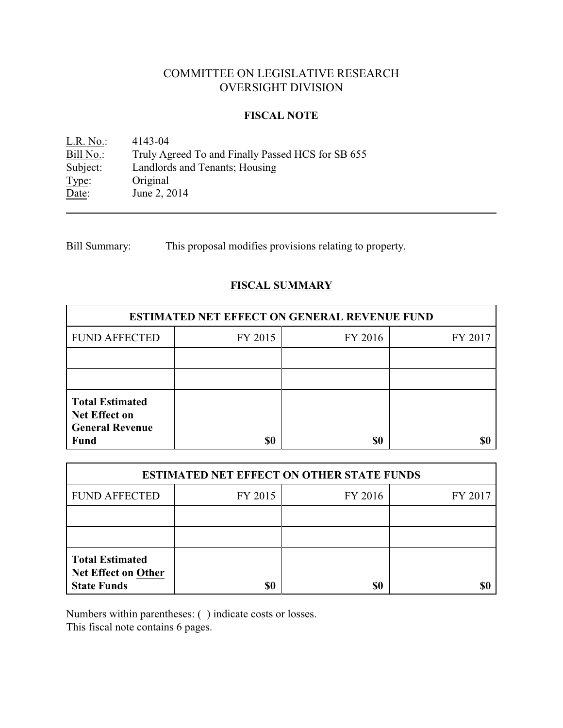# COMMITTEE ON LEGISLATIVE RESEARCH
# OVERSIGHT DIVISION

## FISCAL NOTE

L.R. No.: 4143-04
Bill No.: Truly Agreed To and Finally Passed HCS for SB 655
Subject: Landlords and Tenants; Housing
Type: Original
Date: June 2, 2014

---

Bill Summary: This proposal modifies provisions relating to property.

## FISCAL SUMMARY

| ESTIMATED NET EFFECT ON GENERAL REVENUE FUND | | | |
|---|---|---|---|
| FUND AFFECTED | FY 2015 | FY 2016 | FY 2017 |
| | | | |
| | | | |
| **Total Estimated Net Effect on General Revenue Fund** | **$0** | **$0** | **$0** |

| ESTIMATED NET EFFECT ON OTHER STATE FUNDS | | | |
|---|---|---|---|
| FUND AFFECTED | FY 2015 | FY 2016 | FY 2017 |
| | | | |
| | | | |
| **Total Estimated Net Effect on Other State Funds** | **$0** | **$0** | **$0** |

Numbers within parentheses: ( ) indicate costs or losses.
This fiscal note contains 6 pages.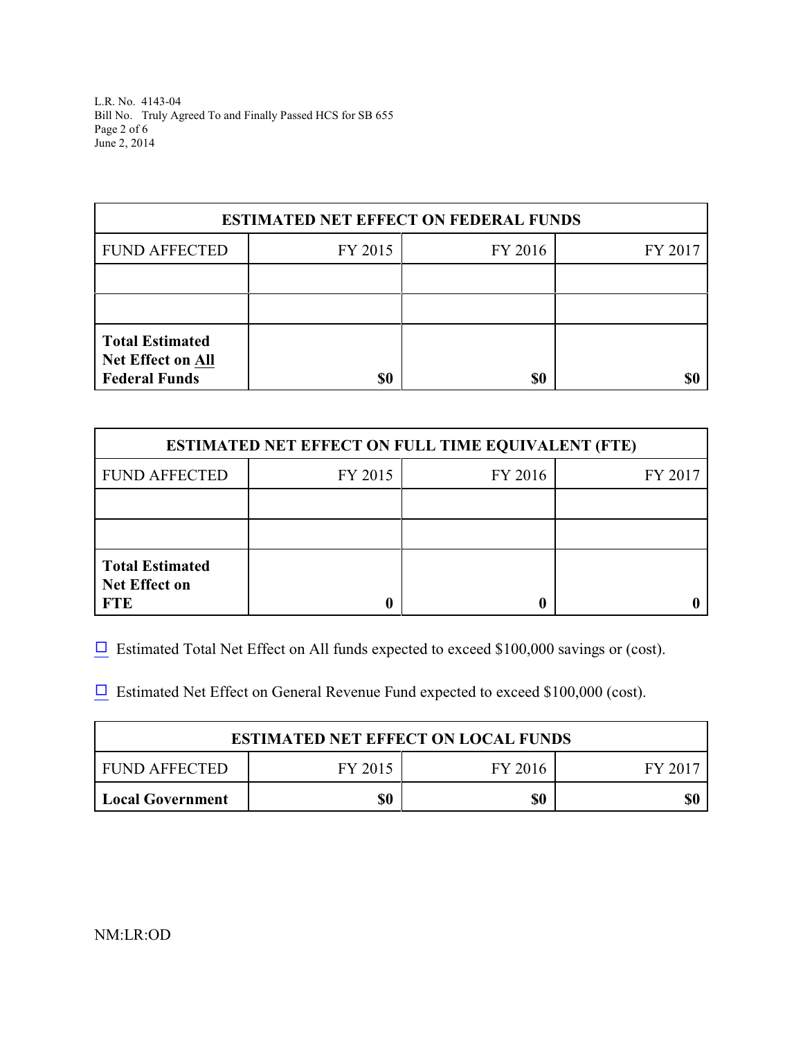| ESTIMATED NET EFFECT ON FEDERAL FUNDS | | | |
|---|---|---|---|
| FUND AFFECTED | FY 2015 | FY 2016 | FY 2017 |
| | | | |
| | | | |
| **Total Estimated Net Effect on All Federal Funds** | **$0** | **$0** | **$0** |

| ESTIMATED NET EFFECT ON FULL TIME EQUIVALENT (FTE) | | | |
|---|---|---|---|
| FUND AFFECTED | FY 2015 | FY 2016 | FY 2017 |
| | | | |
| | | | |
| **Total Estimated Net Effect on FTE** | **0** | **0** | **0** |

☐ Estimated Total Net Effect on All funds expected to exceed $100,000 savings or (cost).

☐ Estimated Net Effect on General Revenue Fund expected to exceed $100,000 (cost).

| ESTIMATED NET EFFECT ON LOCAL FUNDS | | | |
|---|---|---|---|
| FUND AFFECTED | FY 2015 | FY 2016 | FY 2017 |
| **Local Government** | **$0** | **$0** | **$0** |

NM:LR:OD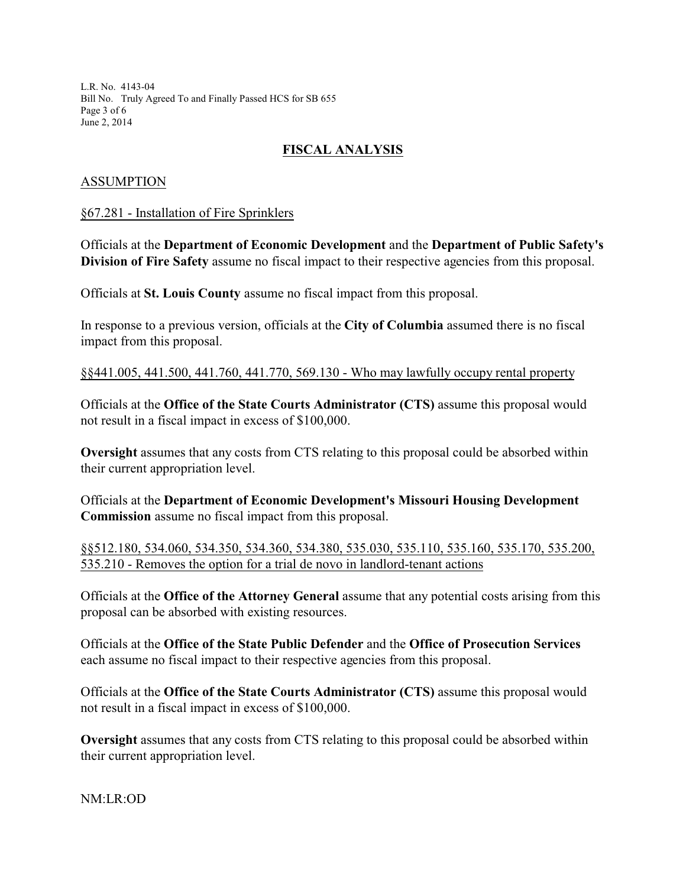## FISCAL ANALYSIS

### ASSUMPTION

§67.281 - Installation of Fire Sprinklers

Officials at the **Department of Economic Development** and the **Department of Public Safety's Division of Fire Safety** assume no fiscal impact to their respective agencies from this proposal.

Officials at **St. Louis County** assume no fiscal impact from this proposal.

In response to a previous version, officials at the **City of Columbia** assumed there is no fiscal impact from this proposal.

§§441.005, 441.500, 441.760, 441.770, 569.130 - Who may lawfully occupy rental property

Officials at the **Office of the State Courts Administrator (CTS)** assume this proposal would not result in a fiscal impact in excess of $100,000.

**Oversight** assumes that any costs from CTS relating to this proposal could be absorbed within their current appropriation level.

Officials at the **Department of Economic Development's Missouri Housing Development Commission** assume no fiscal impact from this proposal.

§§512.180, 534.060, 534.350, 534.360, 534.380, 535.030, 535.110, 535.160, 535.170, 535.200, 535.210 - Removes the option for a trial de novo in landlord-tenant actions

Officials at the **Office of the Attorney General** assume that any potential costs arising from this proposal can be absorbed with existing resources.

Officials at the **Office of the State Public Defender** and the **Office of Prosecution Services** each assume no fiscal impact to their respective agencies from this proposal.

Officials at the **Office of the State Courts Administrator (CTS)** assume this proposal would not result in a fiscal impact in excess of $100,000.

**Oversight** assumes that any costs from CTS relating to this proposal could be absorbed within their current appropriation level.

NM:LR:OD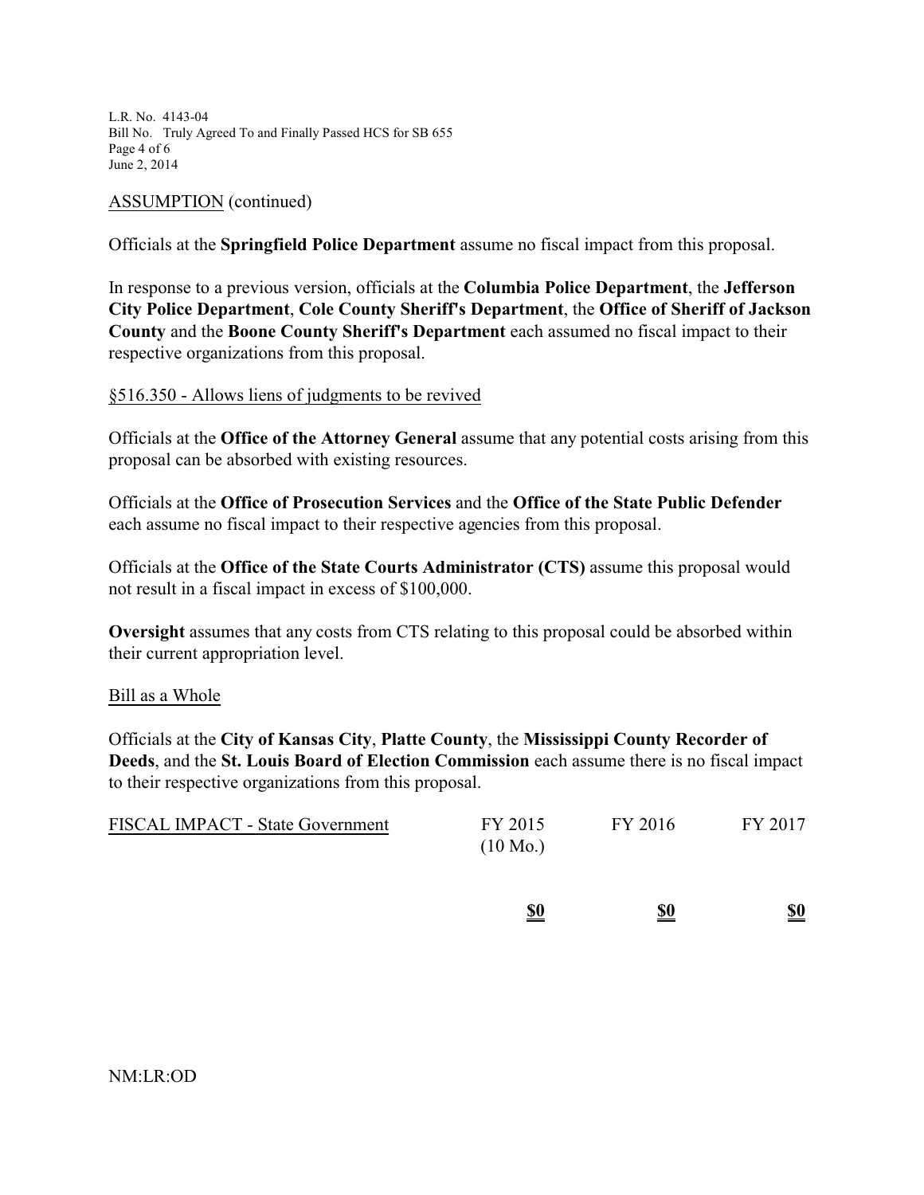ASSUMPTION (continued)

Officials at the **Springfield Police Department** assume no fiscal impact from this proposal.

In response to a previous version, officials at the **Columbia Police Department**, the **Jefferson City Police Department**, **Cole County Sheriff's Department**, the **Office of Sheriff of Jackson County** and the **Boone County Sheriff's Department** each assumed no fiscal impact to their respective organizations from this proposal.

§516.350 - Allows liens of judgments to be revived

Officials at the **Office of the Attorney General** assume that any potential costs arising from this proposal can be absorbed with existing resources.

Officials at the **Office of Prosecution Services** and the **Office of the State Public Defender** each assume no fiscal impact to their respective agencies from this proposal.

Officials at the **Office of the State Courts Administrator (CTS)** assume this proposal would not result in a fiscal impact in excess of $100,000.

**Oversight** assumes that any costs from CTS relating to this proposal could be absorbed within their current appropriation level.

Bill as a Whole

Officials at the **City of Kansas City**, **Platte County**, the **Mississippi County Recorder of Deeds**, and the **St. Louis Board of Election Commission** each assume there is no fiscal impact to their respective organizations from this proposal.

| FISCAL IMPACT - State Government | FY 2015 (10 Mo.) | FY 2016 | FY 2017 |
|---|---|---|---|
| | **$0** | **$0** | **$0** |

NM:LR:OD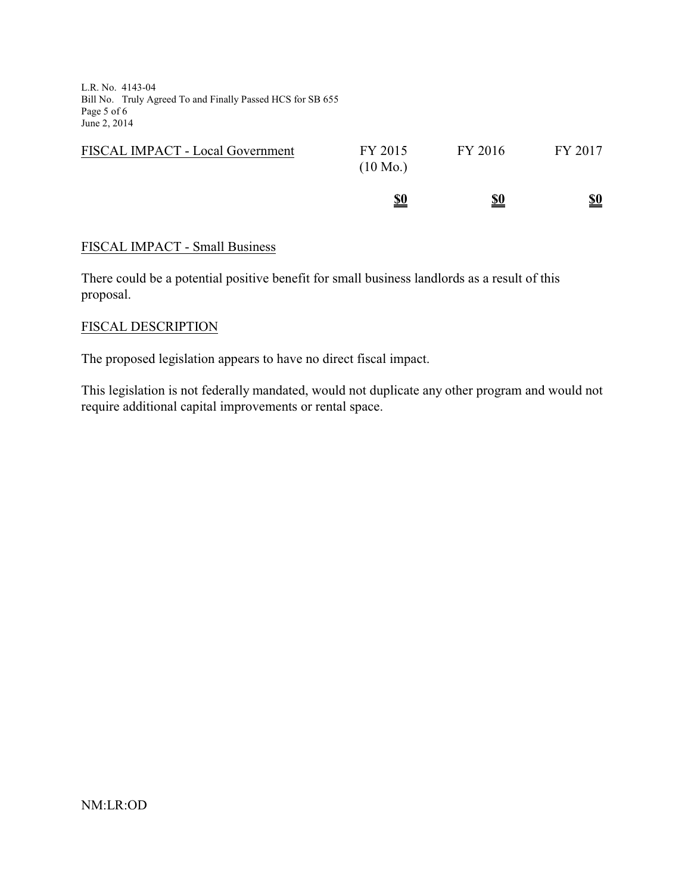| FISCAL IMPACT - Local Government | FY 2015 (10 Mo.) | FY 2016 | FY 2017 |
| --- | --- | --- | --- |
| | **$0** | **$0** | **$0** |

## FISCAL IMPACT - Small Business

There could be a potential positive benefit for small business landlords as a result of this proposal.

## FISCAL DESCRIPTION

The proposed legislation appears to have no direct fiscal impact.

This legislation is not federally mandated, would not duplicate any other program and would not require additional capital improvements or rental space.

NM:LR:OD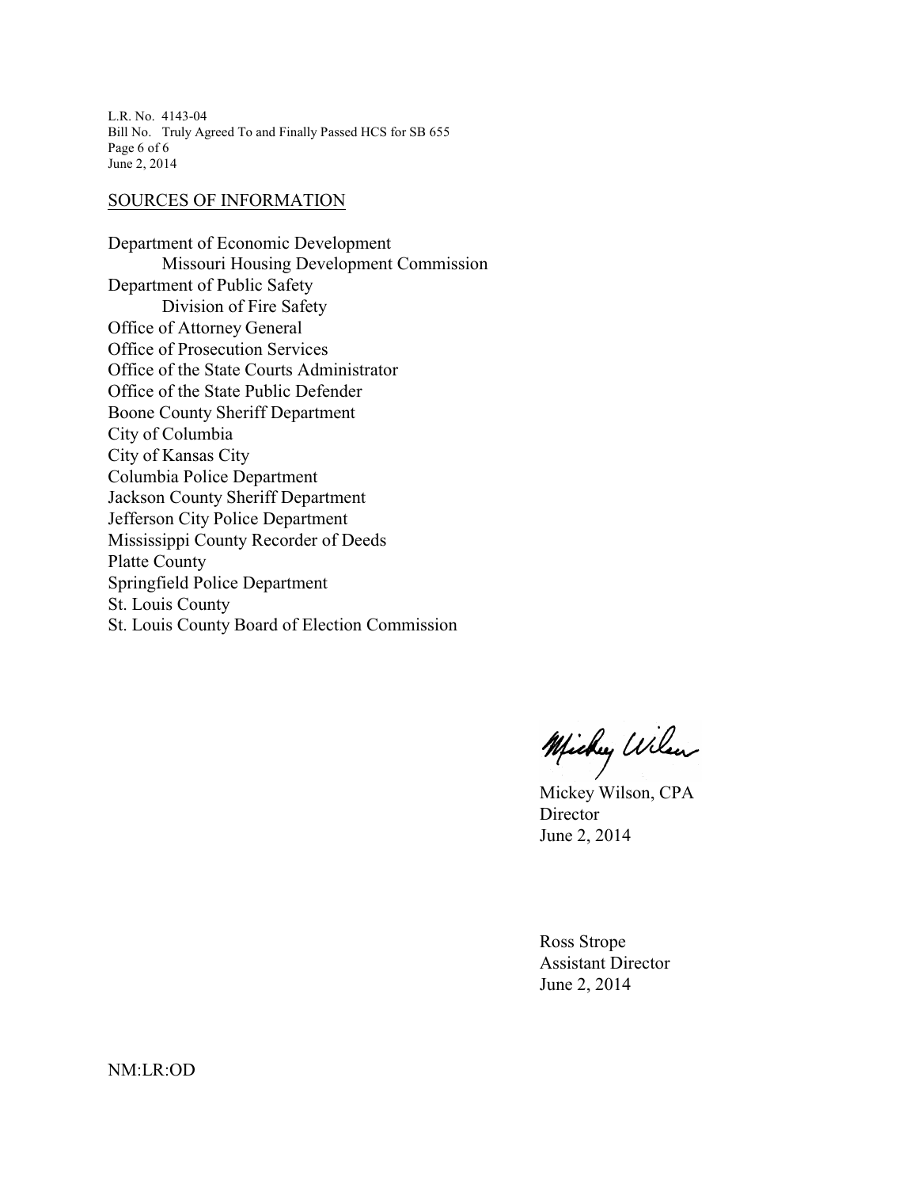## SOURCES OF INFORMATION

Department of Economic Development
  Missouri Housing Development Commission
Department of Public Safety
  Division of Fire Safety
Office of Attorney General
Office of Prosecution Services
Office of the State Courts Administrator
Office of the State Public Defender
Boone County Sheriff Department
City of Columbia
City of Kansas City
Columbia Police Department
Jackson County Sheriff Department
Jefferson City Police Department
Mississippi County Recorder of Deeds
Platte County
Springfield Police Department
St. Louis County
St. Louis County Board of Election Commission

Mickey Wilson, CPA
Director
June 2, 2014

Ross Strope
Assistant Director
June 2, 2014

NM:LR:OD